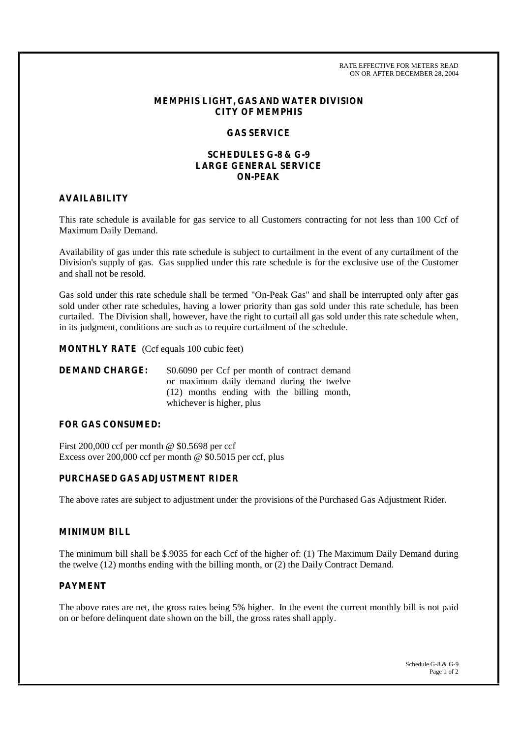RATE EFFECTIVE FOR METERS READ
ON OR AFTER DECEMBER 28, 2004

# MEMPHIS LIGHT, GAS AND WATER DIVISION
# CITY OF MEMPHIS

## GAS SERVICE

## SCHEDULES G-8 & G-9
## LARGE GENERAL SERVICE
## ON-PEAK

### AVAILABILITY

This rate schedule is available for gas service to all Customers contracting for not less than 100 Ccf of Maximum Daily Demand.

Availability of gas under this rate schedule is subject to curtailment in the event of any curtailment of the Division's supply of gas. Gas supplied under this rate schedule is for the exclusive use of the Customer and shall not be resold.

Gas sold under this rate schedule shall be termed "On-Peak Gas" and shall be interrupted only after gas sold under other rate schedules, having a lower priority than gas sold under this rate schedule, has been curtailed. The Division shall, however, have the right to curtail all gas sold under this rate schedule when, in its judgment, conditions are such as to require curtailment of the schedule.

**MONTHLY RATE** (Ccf equals 100 cubic feet)

**DEMAND CHARGE:** $0.6090 per Ccf per month of contract demand or maximum daily demand during the twelve (12) months ending with the billing month, whichever is higher, plus

### FOR GAS CONSUMED:

First 200,000 ccf per month @ $0.5698 per ccf
Excess over 200,000 ccf per month @ $0.5015 per ccf, plus

### PURCHASED GAS ADJUSTMENT RIDER

The above rates are subject to adjustment under the provisions of the Purchased Gas Adjustment Rider.

### MINIMUM BILL

The minimum bill shall be $.9035 for each Ccf of the higher of: (1) The Maximum Daily Demand during the twelve (12) months ending with the billing month, or (2) the Daily Contract Demand.

### PAYMENT

The above rates are net, the gross rates being 5% higher. In the event the current monthly bill is not paid on or before delinquent date shown on the bill, the gross rates shall apply.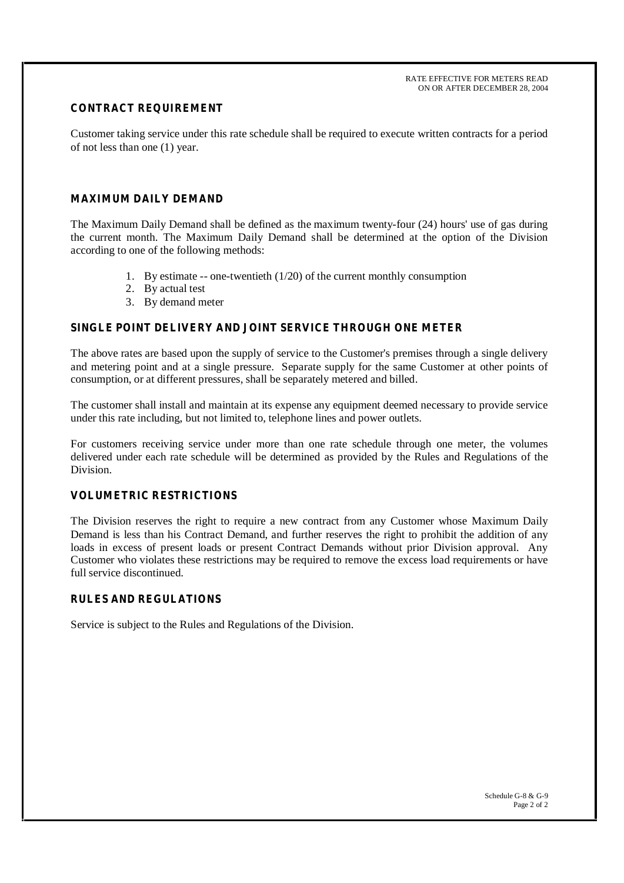RATE EFFECTIVE FOR METERS READ
ON OR AFTER DECEMBER 28, 2004

## CONTRACT REQUIREMENT

Customer taking service under this rate schedule shall be required to execute written contracts for a period of not less than one (1) year.

## MAXIMUM DAILY DEMAND

The Maximum Daily Demand shall be defined as the maximum twenty-four (24) hours' use of gas during the current month. The Maximum Daily Demand shall be determined at the option of the Division according to one of the following methods:

1. By estimate -- one-twentieth (1/20) of the current monthly consumption
2. By actual test
3. By demand meter

## SINGLE POINT DELIVERY AND JOINT SERVICE THROUGH ONE METER

The above rates are based upon the supply of service to the Customer's premises through a single delivery and metering point and at a single pressure. Separate supply for the same Customer at other points of consumption, or at different pressures, shall be separately metered and billed.

The customer shall install and maintain at its expense any equipment deemed necessary to provide service under this rate including, but not limited to, telephone lines and power outlets.

For customers receiving service under more than one rate schedule through one meter, the volumes delivered under each rate schedule will be determined as provided by the Rules and Regulations of the Division.

## VOLUMETRIC RESTRICTIONS

The Division reserves the right to require a new contract from any Customer whose Maximum Daily Demand is less than his Contract Demand, and further reserves the right to prohibit the addition of any loads in excess of present loads or present Contract Demands without prior Division approval. Any Customer who violates these restrictions may be required to remove the excess load requirements or have full service discontinued.

## RULES AND REGULATIONS

Service is subject to the Rules and Regulations of the Division.

Schedule G-8 & G-9